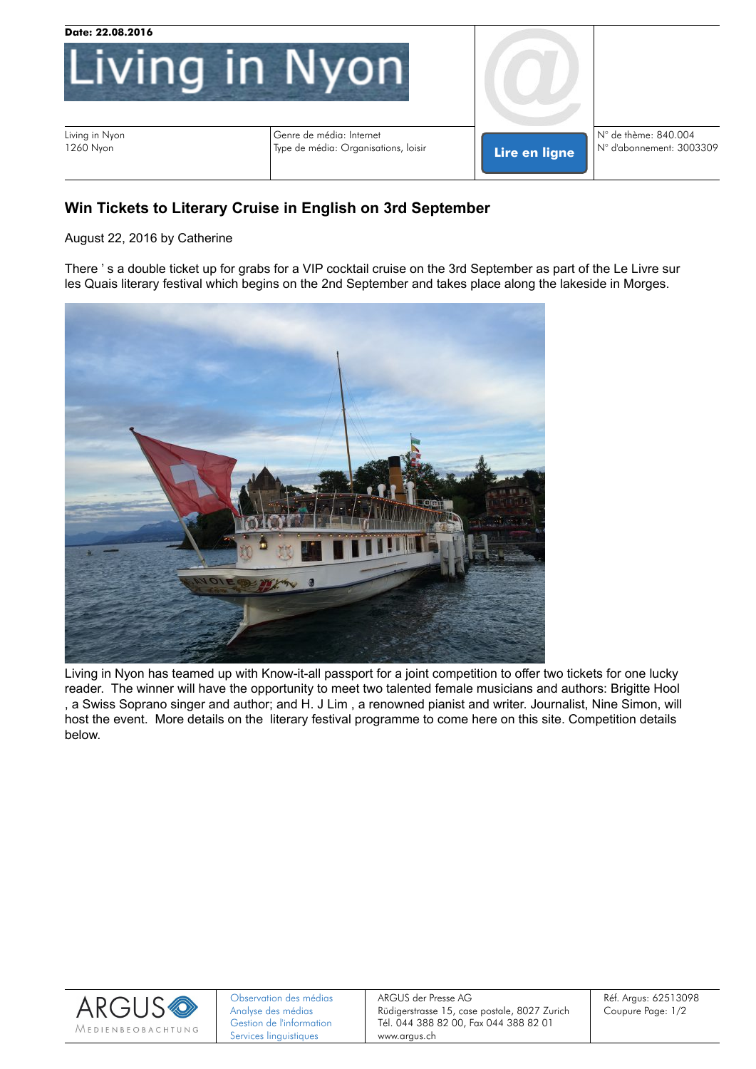**Date: 22.08.2016**

# Living in Nyon

| Living in Nyon 1260 Nyon | Genre de média: Internet Type de média: Organisations, loisir | Lire en ligne | N° de thème: 840.004 N° d'abonnement: 3003309 |
|---|---|---|---|

## Win Tickets to Literary Cruise in English on 3rd September

August 22, 2016 by Catherine

There ' s a double ticket up for grabs for a VIP cocktail cruise on the 3rd September as part of the Le Livre sur les Quais literary festival which begins on the 2nd September and takes place along the lakeside in Morges.

Living in Nyon has teamed up with Know-it-all passport for a joint competition to offer two tickets for one lucky reader. The winner will have the opportunity to meet two talented female musicians and authors: Brigitte Hool , a Swiss Soprano singer and author; and H. J Lim , a renowned pianist and writer. Journalist, Nine Simon, will host the event. More details on the literary festival programme to come here on this site. Competition details below.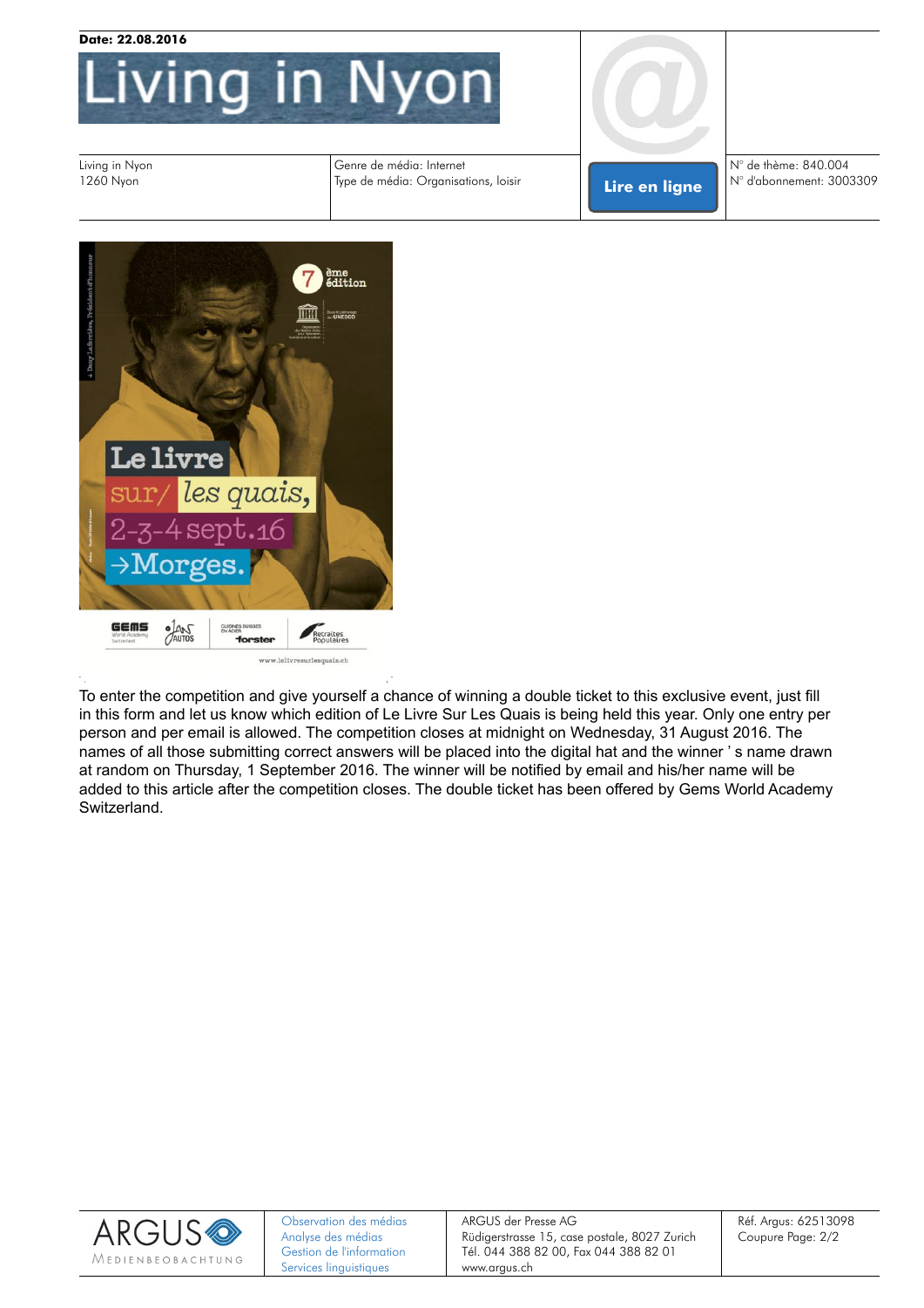To enter the competition and give yourself a chance of winning a double ticket to this exclusive event, just fill in this form and let us know which edition of Le Livre Sur Les Quais is being held this year. Only one entry per person and per email is allowed. The competition closes at midnight on Wednesday, 31 August 2016. The names of all those submitting correct answers will be placed into the digital hat and the winner ' s name drawn at random on Thursday, 1 September 2016. The winner will be notified by email and his/her name will be added to this article after the competition closes. The double ticket has been offered by Gems World Academy Switzerland.